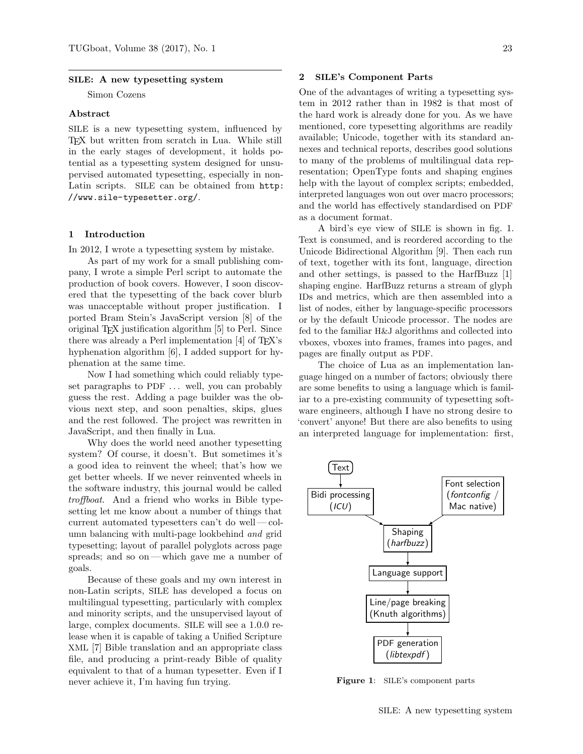## SILE: A new typesetting system

Simon Cozens

### Abstract

SILE is a new typesetting system, influenced by TeX but written from scratch in Lua. While still in the early stages of development, it holds potential as a typesetting system designed for unsupervised automated typesetting, especially in non-Latin scripts. SILE can be obtained from `http://www.sile-typesetter.org/`.

### 1 Introduction

In 2012, I wrote a typesetting system by mistake.

As part of my work for a small publishing company, I wrote a simple Perl script to automate the production of book covers. However, I soon discovered that the typesetting of the back cover blurb was unacceptable without proper justification. I ported Bram Stein's JavaScript version [8] of the original TeX justification algorithm [5] to Perl. Since there was already a Perl implementation [4] of TeX's hyphenation algorithm [6], I added support for hyphenation at the same time.

Now I had something which could reliably typeset paragraphs to PDF ... well, you can probably guess the rest. Adding a page builder was the obvious next step, and soon penalties, skips, glues and the rest followed. The project was rewritten in JavaScript, and then finally in Lua.

Why does the world need another typesetting system? Of course, it doesn't. But sometimes it's a good idea to reinvent the wheel; that's how we get better wheels. If we never reinvented wheels in the software industry, this journal would be called *troffboat*. And a friend who works in Bible typesetting let me know about a number of things that current automated typesetters can't do well — column balancing with multi-page lookbehind *and* grid typesetting; layout of parallel polyglots across page spreads; and so on — which gave me a number of goals.

Because of these goals and my own interest in non-Latin scripts, SILE has developed a focus on multilingual typesetting, particularly with complex and minority scripts, and the unsupervised layout of large, complex documents. SILE will see a 1.0.0 release when it is capable of taking a Unified Scripture XML [7] Bible translation and an appropriate class file, and producing a print-ready Bible of quality equivalent to that of a human typesetter. Even if I never achieve it, I'm having fun trying.

### 2 SILE's Component Parts

One of the advantages of writing a typesetting system in 2012 rather than in 1982 is that most of the hard work is already done for you. As we have mentioned, core typesetting algorithms are readily available; Unicode, together with its standard annexes and technical reports, describes good solutions to many of the problems of multilingual data representation; OpenType fonts and shaping engines help with the layout of complex scripts; embedded, interpreted languages won out over macro processors; and the world has effectively standardised on PDF as a document format.

A bird's eye view of SILE is shown in fig. 1. Text is consumed, and is reordered according to the Unicode Bidirectional Algorithm [9]. Then each run of text, together with its font, language, direction and other settings, is passed to the HarfBuzz [1] shaping engine. HarfBuzz returns a stream of glyph IDs and metrics, which are then assembled into a list of nodes, either by language-specific processors or by the default Unicode processor. The nodes are fed to the familiar H&J algorithms and collected into vboxes, vboxes into frames, frames into pages, and pages are finally output as PDF.

The choice of Lua as an implementation language hinged on a number of factors; obviously there are some benefits to using a language which is familiar to a pre-existing community of typesetting software engineers, although I have no strong desire to 'convert' anyone! But there are also benefits to using an interpreted language for implementation: first,

Text → Bidi processing (*ICU*) → Shaping (*harfbuzz*) ← Font selection (*fontconfig* / Mac native)
Shaping (*harfbuzz*) → Language support → Line/page breaking (Knuth algorithms) → PDF generation (*libtexpdf*)

**Figure 1**: SILE's component parts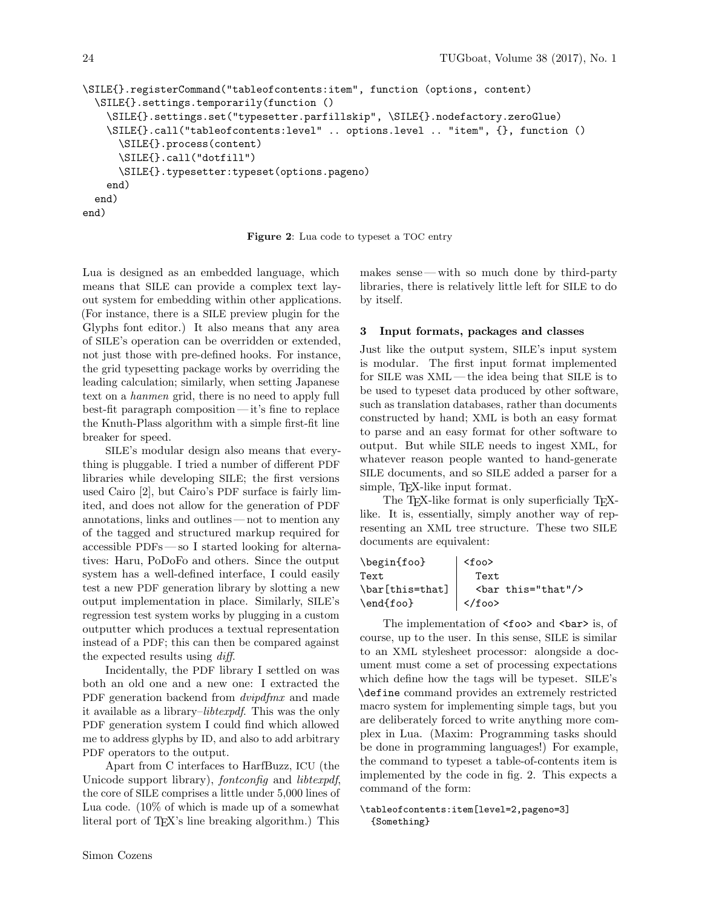```
\SILE{}.registerCommand("tableofcontents:item", function (options, content)
  \SILE{}.settings.temporarily(function ()
    \SILE{}.settings.set("typesetter.parfillskip", \SILE{}.nodefactory.zeroGlue)
    \SILE{}.call("tableofcontents:level" .. options.level .. "item", {}, function ()
      \SILE{}.process(content)
      \SILE{}.call("dotfill")
      \SILE{}.typesetter:typeset(options.pageno)
    end)
  end)
end)
```

**Figure 2**: Lua code to typeset a TOC entry

Lua is designed as an embedded language, which means that SILE can provide a complex text layout system for embedding within other applications. (For instance, there is a SILE preview plugin for the Glyphs font editor.) It also means that any area of SILE's operation can be overridden or extended, not just those with pre-defined hooks. For instance, the grid typesetting package works by overriding the leading calculation; similarly, when setting Japanese text on a *hanmen* grid, there is no need to apply full best-fit paragraph composition — it's fine to replace the Knuth-Plass algorithm with a simple first-fit line breaker for speed.

SILE's modular design also means that everything is pluggable. I tried a number of different PDF libraries while developing SILE; the first versions used Cairo [2], but Cairo's PDF surface is fairly limited, and does not allow for the generation of PDF annotations, links and outlines — not to mention any of the tagged and structured markup required for accessible PDFs — so I started looking for alternatives: Haru, PoDoFo and others. Since the output system has a well-defined interface, I could easily test a new PDF generation library by slotting a new output implementation in place. Similarly, SILE's regression test system works by plugging in a custom outputter which produces a textual representation instead of a PDF; this can then be compared against the expected results using *diff*.

Incidentally, the PDF library I settled on was both an old one and a new one: I extracted the PDF generation backend from *dvipdfmx* and made it available as a library–*libtexpdf*. This was the only PDF generation system I could find which allowed me to address glyphs by ID, and also to add arbitrary PDF operators to the output.

Apart from C interfaces to HarfBuzz, ICU (the Unicode support library), *fontconfig* and *libtexpdf*, the core of SILE comprises a little under 5,000 lines of Lua code. (10% of which is made up of a somewhat literal port of TeX's line breaking algorithm.) This makes sense — with so much done by third-party libraries, there is relatively little left for SILE to do by itself.

## 3 Input formats, packages and classes

Just like the output system, SILE's input system is modular. The first input format implemented for SILE was XML — the idea being that SILE is to be used to typeset data produced by other software, such as translation databases, rather than documents constructed by hand; XML is both an easy format to parse and an easy format for other software to output. But while SILE needs to ingest XML, for whatever reason people wanted to hand-generate SILE documents, and so SILE added a parser for a simple, TeX-like input format.

The TeX-like format is only superficially TeX-like. It is, essentially, simply another way of representing an XML tree structure. These two SILE documents are equivalent:

| | |
|---|---|
| `\begin{foo}` | `<foo>` |
| `Text` | `  Text` |
| `\bar[this=that]` | `  <bar this="that"/>` |
| `\end{foo}` | `</foo>` |

The implementation of `<foo>` and `<bar>` is, of course, up to the user. In this sense, SILE is similar to an XML stylesheet processor: alongside a document must come a set of processing expectations which define how the tags will be typeset. SILE's `\define` command provides an extremely restricted macro system for implementing simple tags, but you are deliberately forced to write anything more complex in Lua. (Maxim: Programming tasks should be done in programming languages!) For example, the command to typeset a table-of-contents item is implemented by the code in fig. 2. This expects a command of the form:

```
\tableofcontents:item[level=2,pageno=3]
  {Something}
```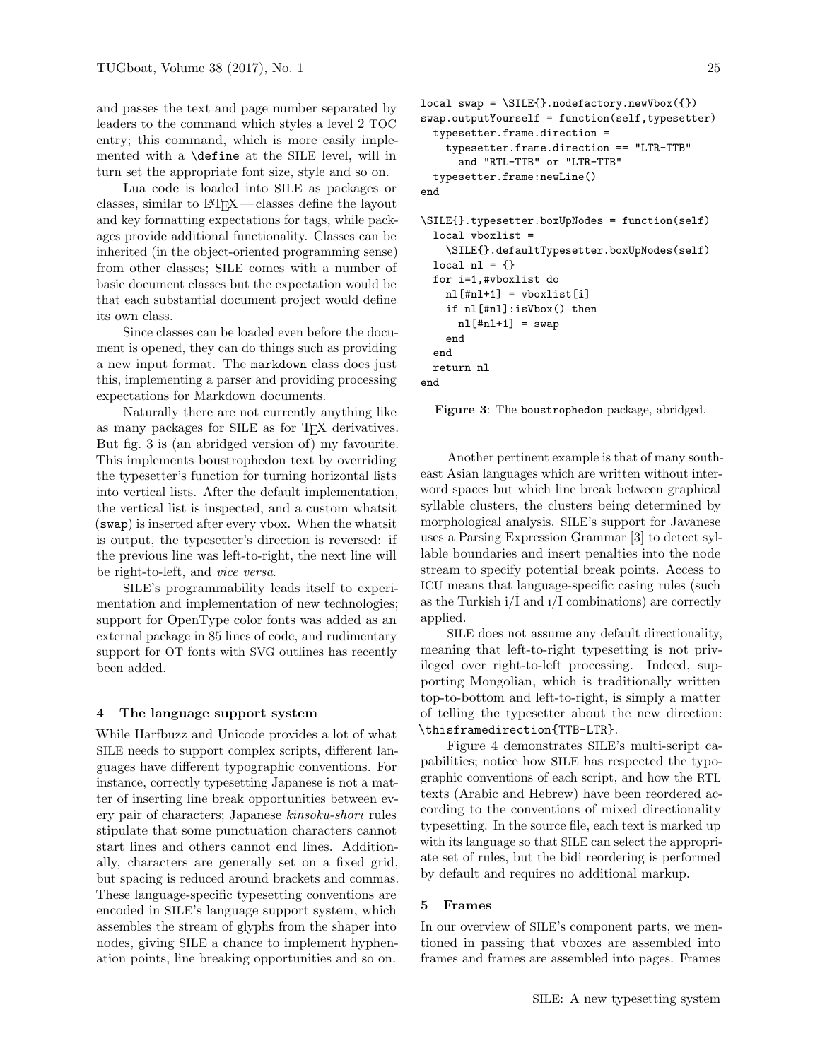and passes the text and page number separated by leaders to the command which styles a level 2 TOC entry; this command, which is more easily implemented with a `\define` at the SILE level, will in turn set the appropriate font size, style and so on.

Lua code is loaded into SILE as packages or classes, similar to LaTeX — classes define the layout and key formatting expectations for tags, while packages provide additional functionality. Classes can be inherited (in the object-oriented programming sense) from other classes; SILE comes with a number of basic document classes but the expectation would be that each substantial document project would define its own class.

Since classes can be loaded even before the document is opened, they can do things such as providing a new input format. The `markdown` class does just this, implementing a parser and providing processing expectations for Markdown documents.

Naturally there are not currently anything like as many packages for SILE as for TeX derivatives. But fig. 3 is (an abridged version of) my favourite. This implements boustrophedon text by overriding the typesetter's function for turning horizontal lists into vertical lists. After the default implementation, the vertical list is inspected, and a custom whatsit (`swap`) is inserted after every vbox. When the whatsit is output, the typesetter's direction is reversed: if the previous line was left-to-right, the next line will be right-to-left, and *vice versa*.

SILE's programmability leads itself to experimentation and implementation of new technologies; support for OpenType color fonts was added as an external package in 85 lines of code, and rudimentary support for OT fonts with SVG outlines has recently been added.

## 4 The language support system

While Harfbuzz and Unicode provides a lot of what SILE needs to support complex scripts, different languages have different typographic conventions. For instance, correctly typesetting Japanese is not a matter of inserting line break opportunities between every pair of characters; Japanese *kinsoku-shori* rules stipulate that some punctuation characters cannot start lines and others cannot end lines. Additionally, characters are generally set on a fixed grid, but spacing is reduced around brackets and commas. These language-specific typesetting conventions are encoded in SILE's language support system, which assembles the stream of glyphs from the shaper into nodes, giving SILE a chance to implement hyphenation points, line breaking opportunities and so on.

```
local swap = \SILE{}.nodefactory.newVbox({})
swap.outputYourself = function(self,typesetter)
  typesetter.frame.direction =
    typesetter.frame.direction == "LTR-TTB"
      and "RTL-TTB" or "LTR-TTB"
  typesetter.frame:newLine()
end

\SILE{}.typesetter.boxUpNodes = function(self)
  local vboxlist =
    \SILE{}.defaultTypesetter.boxUpNodes(self)
  local nl = {}
  for i=1,#vboxlist do
    nl[#nl+1] = vboxlist[i]
    if nl[#nl]:isVbox() then
      nl[#nl+1] = swap
    end
  end
  return nl
end
```

**Figure 3**: The `boustrophedon` package, abridged.

Another pertinent example is that of many southeast Asian languages which are written without interword spaces but which line break between graphical syllable clusters, the clusters being determined by morphological analysis. SILE's support for Javanese uses a Parsing Expression Grammar [3] to detect syllable boundaries and insert penalties into the node stream to specify potential break points. Access to ICU means that language-specific casing rules (such as the Turkish i/İ and ı/I combinations) are correctly applied.

SILE does not assume any default directionality, meaning that left-to-right typesetting is not privileged over right-to-left processing. Indeed, supporting Mongolian, which is traditionally written top-to-bottom and left-to-right, is simply a matter of telling the typesetter about the new direction: `\thisframedirection{TTB-LTR}`.

Figure 4 demonstrates SILE's multi-script capabilities; notice how SILE has respected the typographic conventions of each script, and how the RTL texts (Arabic and Hebrew) have been reordered according to the conventions of mixed directionality typesetting. In the source file, each text is marked up with its language so that SILE can select the appropriate set of rules, but the bidi reordering is performed by default and requires no additional markup.

## 5 Frames

In our overview of SILE's component parts, we mentioned in passing that vboxes are assembled into frames and frames are assembled into pages. Frames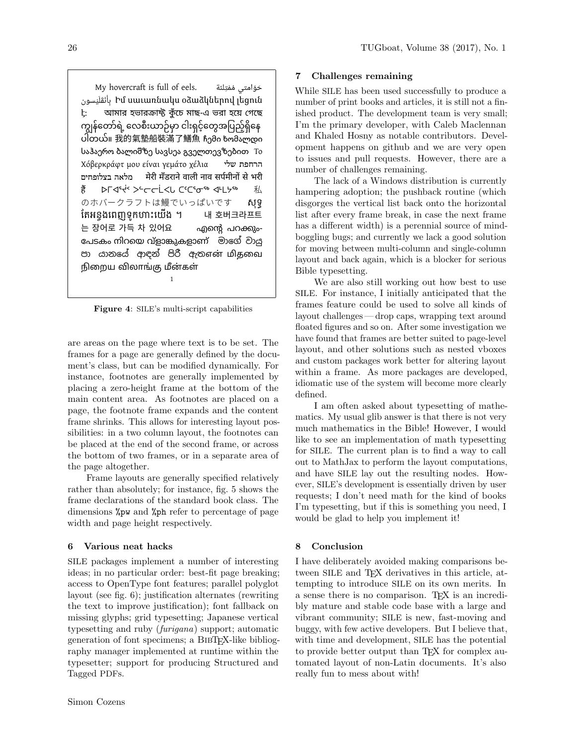My hovercraft is full of eels. حَوّامتي مُمْتِلئة بِأنْقَلَيسون Իմ սաւառնակս օձաձկներով լեցուն է: আমার হভারক্রাফ্ট কুঁচে মাছ-এ ভরা হয়ে গেছে ကျွန်တော်ရဲ့ လေစီးယာဉ်မှာ ငါးရှဉ့်တွေအပြည့်ရှိနေပါတယ်။ 我的氣墊船裝滿了鱔魚 ჩემი ხომალდი საჰაერო ბალიშზე სავსეა გველთევზებით Το χόβερκράφτ μου είναι γεμάτο χέλια הרחפת שלי מלאה בצלופחים मेरी मँडराने वाली नाव सर्पमीनों से भरी हैं ᐅᒥᐊᕐᔪᐊᕐ ᐳᓪᓕᓕᒫᓚᒃ ᑕᕐᑕᕐᓂᒃ ᐊᓚᒃᓴᒃ 私のホバークラフトは鰻でいっぱいです សុទ្ធតែអន្ទង់ពេញទូកហោះយើង ។ 내 호버크라프트는 장어로 가득 차 있어요 എന്റെ പറക്കും-പേടകം നിറയെ വ്ളാങ്കുകളാണ് මාගේ වායු පා යානයේ ආඳන් පිරී ඇත என் மிதவை நிறைய விலாங்கு மீன்கள்

1

**Figure 4**: SILE's multi-script capabilities

are areas on the page where text is to be set. The frames for a page are generally defined by the document's class, but can be modified dynamically. For instance, footnotes are generally implemented by placing a zero-height frame at the bottom of the main content area. As footnotes are placed on a page, the footnote frame expands and the content frame shrinks. This allows for interesting layout possibilities: in a two column layout, the footnotes can be placed at the end of the second frame, or across the bottom of two frames, or in a separate area of the page altogether.

Frame layouts are generally specified relatively rather than absolutely; for instance, fig. 5 shows the frame declarations of the standard book class. The dimensions `%pw` and `%ph` refer to percentage of page width and page height respectively.

## 6 Various neat hacks

SILE packages implement a number of interesting ideas; in no particular order: best-fit page breaking; access to OpenType font features; parallel polyglot layout (see fig. 6); justification alternates (rewriting the text to improve justification); font fallback on missing glyphs; grid typesetting; Japanese vertical typesetting and ruby (*furigana*) support; automatic generation of font specimens; a BibTeX-like bibliography manager implemented at runtime within the typesetter; support for producing Structured and Tagged PDFs.

## 7 Challenges remaining

While SILE has been used successfully to produce a number of print books and articles, it is still not a finished product. The development team is very small; I'm the primary developer, with Caleb Maclennan and Khaled Hosny as notable contributors. Development happens on github and we are very open to issues and pull requests. However, there are a number of challenges remaining.

The lack of a Windows distribution is currently hampering adoption; the pushback routine (which disgorges the vertical list back onto the horizontal list after every frame break, in case the next frame has a different width) is a perennial source of mind-boggling bugs; and currently we lack a good solution for moving between multi-column and single-column layout and back again, which is a blocker for serious Bible typesetting.

We are also still working out how best to use SILE. For instance, I initially anticipated that the frames feature could be used to solve all kinds of layout challenges — drop caps, wrapping text around floated figures and so on. After some investigation we have found that frames are better suited to page-level layout, and other solutions such as nested vboxes and custom packages work better for altering layout within a frame. As more packages are developed, idiomatic use of the system will become more clearly defined.

I am often asked about typesetting of mathematics. My usual glib answer is that there is not very much mathematics in the Bible! However, I would like to see an implementation of math typesetting for SILE. The current plan is to find a way to call out to MathJax to perform the layout computations, and have SILE lay out the resulting nodes. However, SILE's development is essentially driven by user requests; I don't need math for the kind of books I'm typesetting, but if this is something you need, I would be glad to help you implement it!

## 8 Conclusion

I have deliberately avoided making comparisons between SILE and TeX derivatives in this article, attempting to introduce SILE on its own merits. In a sense there is no comparison. TeX is an incredibly mature and stable code base with a large and vibrant community; SILE is new, fast-moving and buggy, with few active developers. But I believe that, with time and development, SILE has the potential to provide better output than TeX for complex automated layout of non-Latin documents. It's also really fun to mess about with!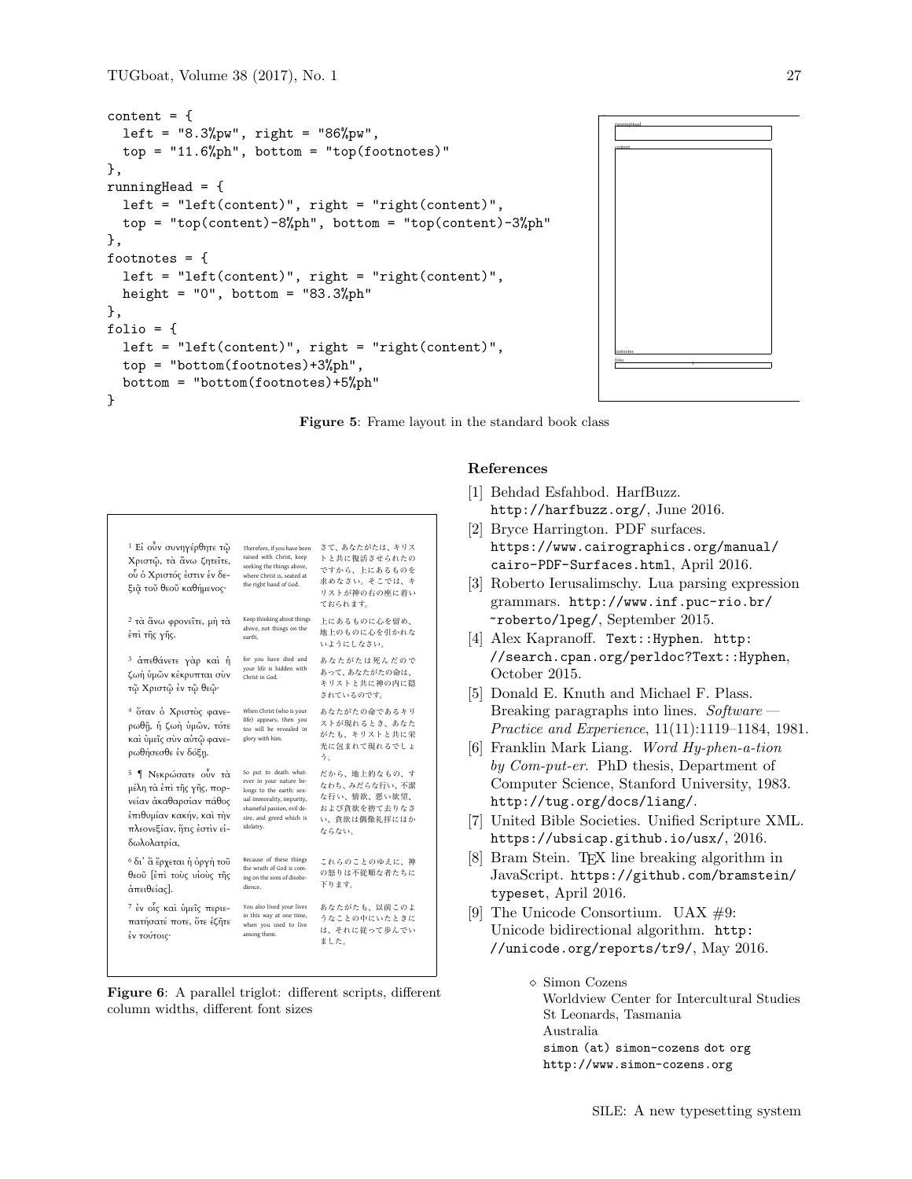```
content = {
  left = "8.3%pw", right = "86%pw",
  top = "11.6%ph", bottom = "top(footnotes)"
},
runningHead = {
  left = "left(content)", right = "right(content)",
  top = "top(content)-8%ph", bottom = "top(content)-3%ph"
},
footnotes = {
  left = "left(content)", right = "right(content)",
  height = "0", bottom = "83.3%ph"
},
folio = {
  left = "left(content)", right = "right(content)",
  top = "bottom(footnotes)+3%ph",
  bottom = "bottom(footnotes)+5%ph"
}
```

runningHead

content

footnotes

folio

**Figure 5**: Frame layout in the standard book class

| | | |
|---|---|---|
| [1] Εἰ οὖν συνηγέρθητε τῷ Χριστῷ, τὰ ἄνω ζητεῖτε, οὗ ὁ Χριστός ἐστιν ἐν δεξιᾷ τοῦ θεοῦ καθήμενος· | Therefore, if you have been raised with Christ, keep seeking the things above, where Christ is, seated at the right hand of God. | さて、あなたがたは、キリストと共に復活させられたのですから、上にあるものを求めなさい。そこでは、キリストが神の右の座に着いておられます。 |
| [2] τὰ ἄνω φρονεῖτε, μὴ τὰ ἐπὶ τῆς γῆς. | Keep thinking about things above, not things on the earth, | 上にあるものに心を留め、地上のものに心を引かれないようにしなさい。 |
| [3] ἀπεθάνετε γὰρ καὶ ἡ ζωὴ ὑμῶν κέκρυπται σὺν τῷ Χριστῷ ἐν τῷ θεῷ· | for you have died and your life is hidden with Christ in God. | あなたがたは死んだのであって、あなたがたの命は、キリストと共に神の内に隠されているのです。 |
| [4] ὅταν ὁ Χριστὸς φανερωθῇ, ἡ ζωὴ ὑμῶν, τότε καὶ ὑμεῖς σὺν αὐτῷ φανερωθήσεσθε ἐν δόξῃ. | When Christ (who is your life) appears, then you too will be revealed in glory with him. | あなたがたの命であるキリストが現れるとき、あなたがたも、キリストと共に栄光に包まれて現れるでしょう。 |
| [5] ¶ Νεκρώσατε οὖν τὰ μέλη τὰ ἐπὶ τῆς γῆς, πορνείαν ἀκαθαρσίαν πάθος ἐπιθυμίαν κακήν, καὶ τὴν πλεονεξίαν, ἥτις ἐστὶν εἰδωλολατρία, | So put to death whatever in your nature belongs to the earth: sexual immorality, impurity, shameful passion, evil desire, and greed which is idolatry. | だから、地上的なもの、すなわち、みだらな行い、不潔な行い、情欲、悪い欲望、および貪欲を捨て去りなさい。貪欲は偶像礼拝にほかならない。 |
| [6] δι᾽ ἃ ἔρχεται ἡ ὀργὴ τοῦ θεοῦ [ἐπὶ τοὺς υἱοὺς τῆς ἀπειθείας]. | Because of these things the wrath of God is coming on the sons of disobedience. | これらのことのゆえに、神の怒りは不従順な者たちに下ります。 |
| [7] ἐν οἷς καὶ ὑμεῖς περιεπατήσατέ ποτε, ὅτε ἐζῆτε ἐν τούτοις· | You also lived your lives in this way at one time, when you used to live among them. | あなたがたも、以前このようなことの中にいたときには、それに従って歩んでいました。 |

**Figure 6**: A parallel triglot: different scripts, different column widths, different font sizes

## References

[1] Behdad Esfahbod. HarfBuzz. http://harfbuzz.org/, June 2016.

[2] Bryce Harrington. PDF surfaces. https://www.cairographics.org/manual/cairo-PDF-Surfaces.html, April 2016.

[3] Roberto Ierusalimschy. Lua parsing expression grammars. http://www.inf.puc-rio.br/~roberto/lpeg/, September 2015.

[4] Alex Kapranoff. Text::Hyphen. http://search.cpan.org/perldoc?Text::Hyphen, October 2015.

[5] Donald E. Knuth and Michael F. Plass. Breaking paragraphs into lines. *Software — Practice and Experience*, 11(11):1119–1184, 1981.

[6] Franklin Mark Liang. *Word Hy-phen-a-tion by Com-put-er*. PhD thesis, Department of Computer Science, Stanford University, 1983. http://tug.org/docs/liang/.

[7] United Bible Societies. Unified Scripture XML. https://ubsicap.github.io/usx/, 2016.

[8] Bram Stein. TEX line breaking algorithm in JavaScript. https://github.com/bramstein/typeset, April 2016.

[9] The Unicode Consortium. UAX #9: Unicode bidirectional algorithm. http://unicode.org/reports/tr9/, May 2016.

◇ Simon Cozens
Worldview Center for Intercultural Studies
St Leonards, Tasmania
Australia
simon (at) simon-cozens dot org
http://www.simon-cozens.org